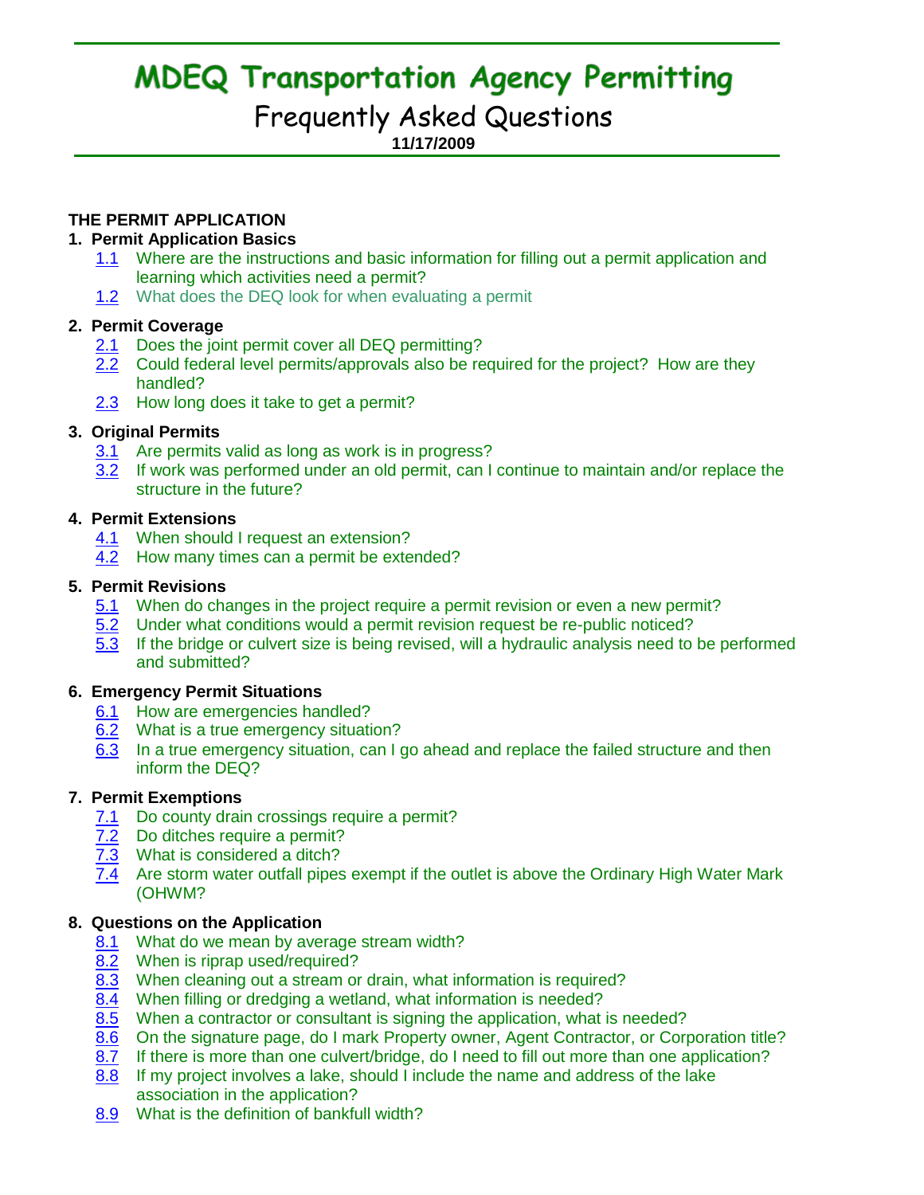# MDEQ Transportation Agency Permitting

## Frequently Asked Questions

**11/17/2009**

**THE PERMIT APPLICATION**

**1. Permit Application Basics**

- 1.1 Where are the instructions and basic information for filling out a permit application and learning which activities need a permit?
- 1.2 What does the DEQ look for when evaluating a permit

**2. Permit Coverage**

- 2.1 Does the joint permit cover all DEQ permitting?
- 2.2 Could federal level permits/approvals also be required for the project? How are they handled?
- 2.3 How long does it take to get a permit?

**3. Original Permits**

- 3.1 Are permits valid as long as work is in progress?
- 3.2 If work was performed under an old permit, can I continue to maintain and/or replace the structure in the future?

**4. Permit Extensions**

- 4.1 When should I request an extension?
- 4.2 How many times can a permit be extended?

**5. Permit Revisions**

- 5.1 When do changes in the project require a permit revision or even a new permit?
- 5.2 Under what conditions would a permit revision request be re-public noticed?
- 5.3 If the bridge or culvert size is being revised, will a hydraulic analysis need to be performed and submitted?

**6. Emergency Permit Situations**

- 6.1 How are emergencies handled?
- 6.2 What is a true emergency situation?
- 6.3 In a true emergency situation, can I go ahead and replace the failed structure and then inform the DEQ?

**7. Permit Exemptions**

- 7.1 Do county drain crossings require a permit?
- 7.2 Do ditches require a permit?
- 7.3 What is considered a ditch?
- 7.4 Are storm water outfall pipes exempt if the outlet is above the Ordinary High Water Mark (OHWM?

**8. Questions on the Application**

- 8.1 What do we mean by average stream width?
- 8.2 When is riprap used/required?
- 8.3 When cleaning out a stream or drain, what information is required?
- 8.4 When filling or dredging a wetland, what information is needed?
- 8.5 When a contractor or consultant is signing the application, what is needed?
- 8.6 On the signature page, do I mark Property owner, Agent Contractor, or Corporation title?
- 8.7 If there is more than one culvert/bridge, do I need to fill out more than one application?
- 8.8 If my project involves a lake, should I include the name and address of the lake association in the application?
- 8.9 What is the definition of bankfull width?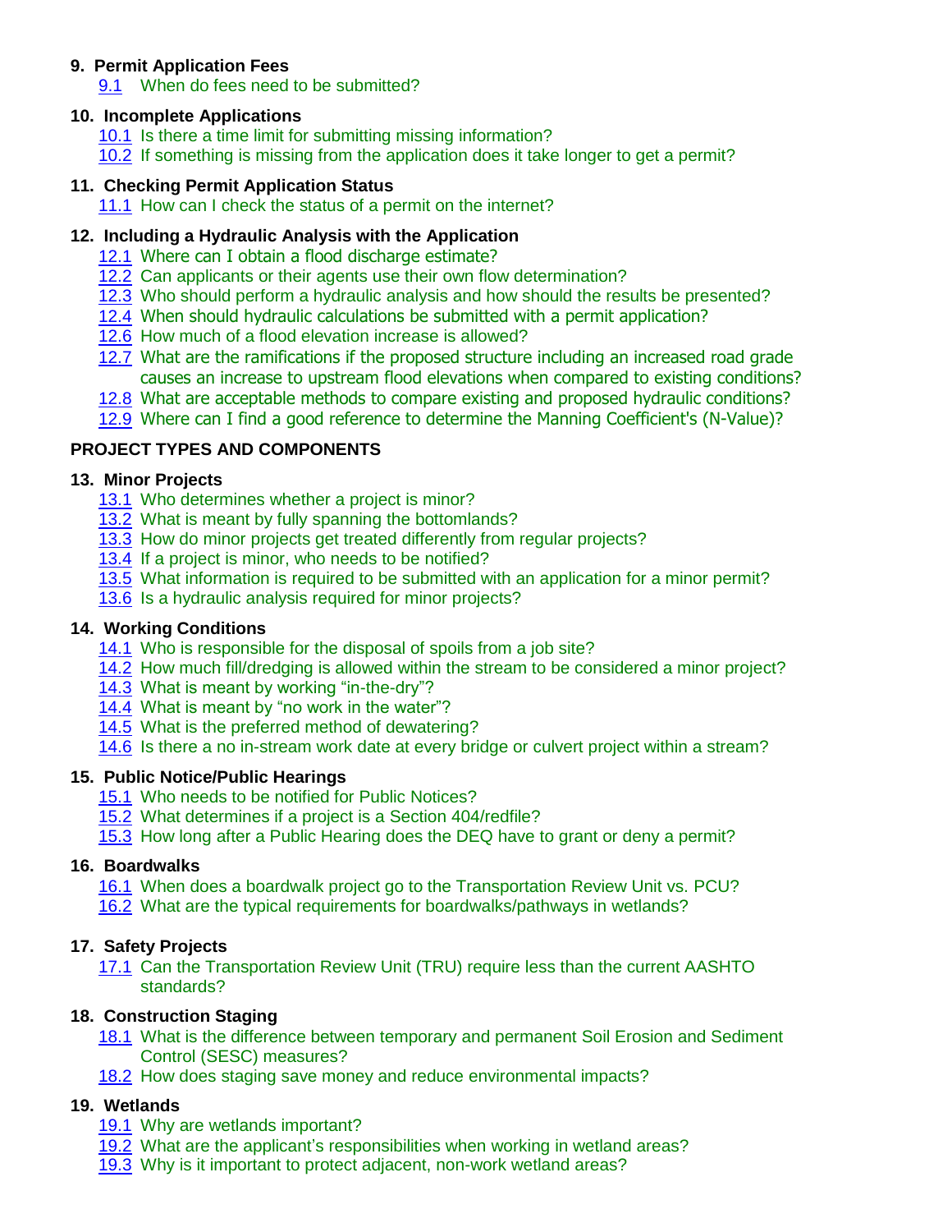## 9. Permit Application Fees

- 9.1 When do fees need to be submitted?

## 10. Incomplete Applications

- 10.1 Is there a time limit for submitting missing information?
- 10.2 If something is missing from the application does it take longer to get a permit?

## 11. Checking Permit Application Status

- 11.1 How can I check the status of a permit on the internet?

## 12. Including a Hydraulic Analysis with the Application

- 12.1 Where can I obtain a flood discharge estimate?
- 12.2 Can applicants or their agents use their own flow determination?
- 12.3 Who should perform a hydraulic analysis and how should the results be presented?
- 12.4 When should hydraulic calculations be submitted with a permit application?
- 12.6 How much of a flood elevation increase is allowed?
- 12.7 What are the ramifications if the proposed structure including an increased road grade causes an increase to upstream flood elevations when compared to existing conditions?
- 12.8 What are acceptable methods to compare existing and proposed hydraulic conditions?
- 12.9 Where can I find a good reference to determine the Manning Coefficient's (N-Value)?

# PROJECT TYPES AND COMPONENTS

## 13. Minor Projects

- 13.1 Who determines whether a project is minor?
- 13.2 What is meant by fully spanning the bottomlands?
- 13.3 How do minor projects get treated differently from regular projects?
- 13.4 If a project is minor, who needs to be notified?
- 13.5 What information is required to be submitted with an application for a minor permit?
- 13.6 Is a hydraulic analysis required for minor projects?

## 14. Working Conditions

- 14.1 Who is responsible for the disposal of spoils from a job site?
- 14.2 How much fill/dredging is allowed within the stream to be considered a minor project?
- 14.3 What is meant by working "in-the-dry"?
- 14.4 What is meant by "no work in the water"?
- 14.5 What is the preferred method of dewatering?
- 14.6 Is there a no in-stream work date at every bridge or culvert project within a stream?

## 15. Public Notice/Public Hearings

- 15.1 Who needs to be notified for Public Notices?
- 15.2 What determines if a project is a Section 404/redfile?
- 15.3 How long after a Public Hearing does the DEQ have to grant or deny a permit?

## 16. Boardwalks

- 16.1 When does a boardwalk project go to the Transportation Review Unit vs. PCU?
- 16.2 What are the typical requirements for boardwalks/pathways in wetlands?

## 17. Safety Projects

- 17.1 Can the Transportation Review Unit (TRU) require less than the current AASHTO standards?

## 18. Construction Staging

- 18.1 What is the difference between temporary and permanent Soil Erosion and Sediment Control (SESC) measures?
- 18.2 How does staging save money and reduce environmental impacts?

## 19. Wetlands

- 19.1 Why are wetlands important?
- 19.2 What are the applicant's responsibilities when working in wetland areas?
- 19.3 Why is it important to protect adjacent, non-work wetland areas?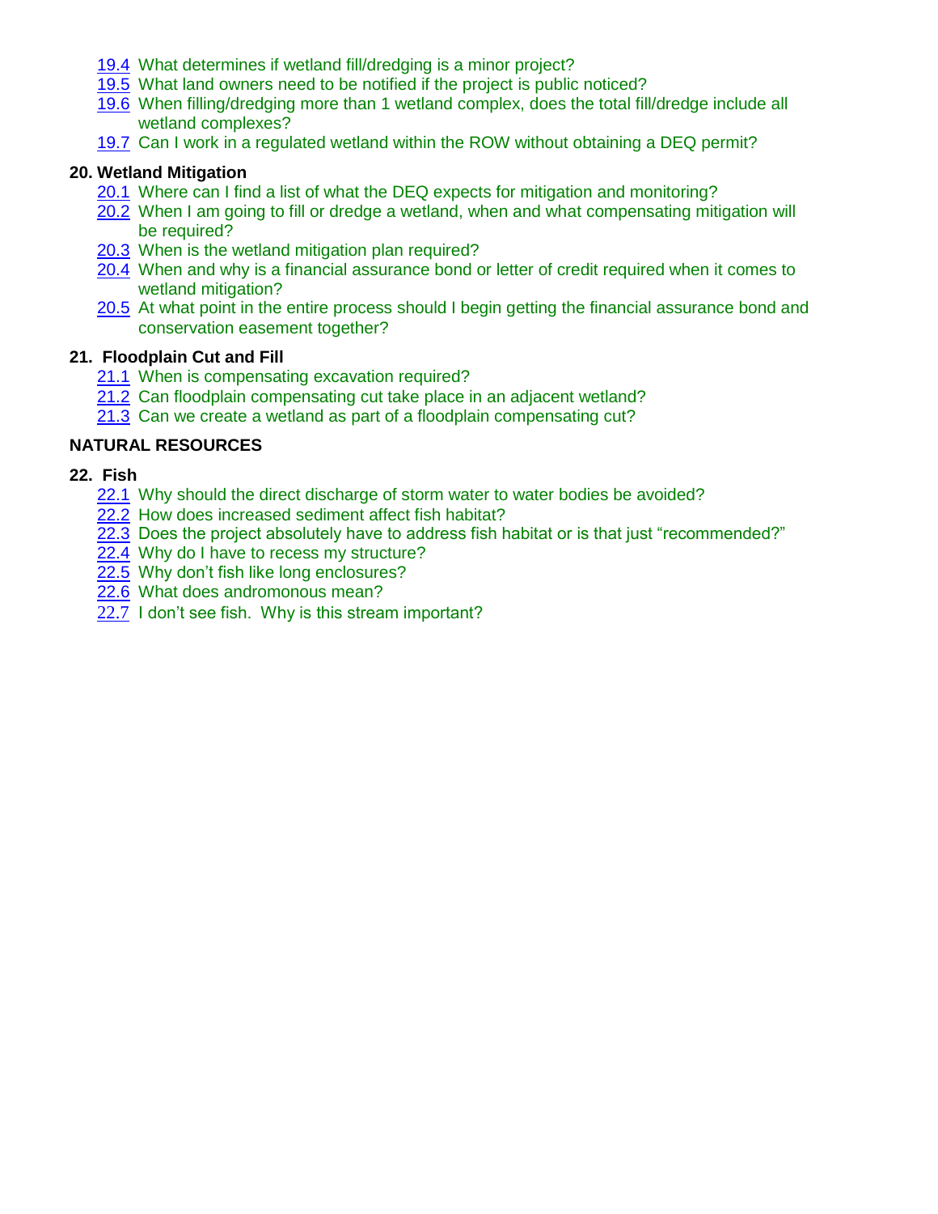- 19.4 What determines if wetland fill/dredging is a minor project?
- 19.5 What land owners need to be notified if the project is public noticed?
- 19.6 When filling/dredging more than 1 wetland complex, does the total fill/dredge include all wetland complexes?
- 19.7 Can I work in a regulated wetland within the ROW without obtaining a DEQ permit?

**20. Wetland Mitigation**

- 20.1 Where can I find a list of what the DEQ expects for mitigation and monitoring?
- 20.2 When I am going to fill or dredge a wetland, when and what compensating mitigation will be required?
- 20.3 When is the wetland mitigation plan required?
- 20.4 When and why is a financial assurance bond or letter of credit required when it comes to wetland mitigation?
- 20.5 At what point in the entire process should I begin getting the financial assurance bond and conservation easement together?

**21. Floodplain Cut and Fill**

- 21.1 When is compensating excavation required?
- 21.2 Can floodplain compensating cut take place in an adjacent wetland?
- 21.3 Can we create a wetland as part of a floodplain compensating cut?

**NATURAL RESOURCES**

**22. Fish**

- 22.1 Why should the direct discharge of storm water to water bodies be avoided?
- 22.2 How does increased sediment affect fish habitat?
- 22.3 Does the project absolutely have to address fish habitat or is that just "recommended?"
- 22.4 Why do I have to recess my structure?
- 22.5 Why don't fish like long enclosures?
- 22.6 What does andromonous mean?
- 22.7 I don't see fish. Why is this stream important?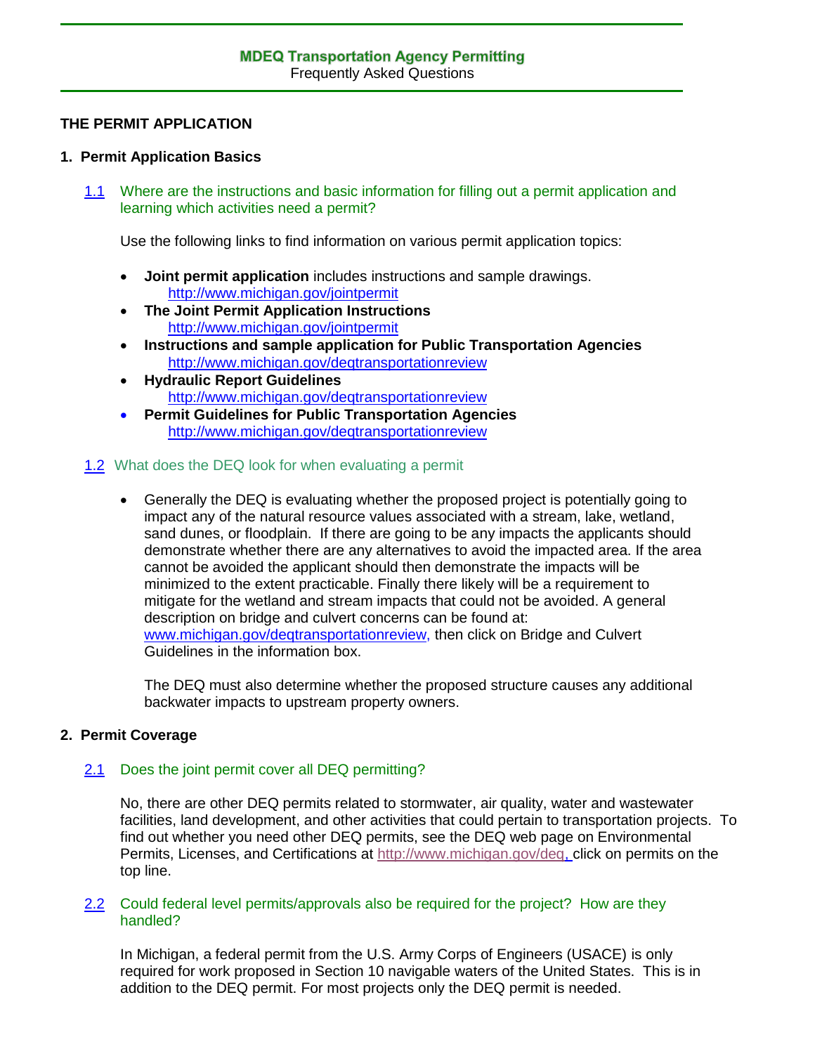# MDEQ Transportation Agency Permitting

Frequently Asked Questions

## THE PERMIT APPLICATION

### 1. Permit Application Basics

**1.1** Where are the instructions and basic information for filling out a permit application and learning which activities need a permit?

Use the following links to find information on various permit application topics:

- **Joint permit application** includes instructions and sample drawings.
  http://www.michigan.gov/jointpermit
- **The Joint Permit Application Instructions**
  http://www.michigan.gov/jointpermit
- **Instructions and sample application for Public Transportation Agencies**
  http://www.michigan.gov/deqtransportationreview
- **Hydraulic Report Guidelines**
  http://www.michigan.gov/deqtransportationreview
- **Permit Guidelines for Public Transportation Agencies**
  http://www.michigan.gov/deqtransportationreview

**1.2** What does the DEQ look for when evaluating a permit

- Generally the DEQ is evaluating whether the proposed project is potentially going to impact any of the natural resource values associated with a stream, lake, wetland, sand dunes, or floodplain. If there are going to be any impacts the applicants should demonstrate whether there are any alternatives to avoid the impacted area. If the area cannot be avoided the applicant should then demonstrate the impacts will be minimized to the extent practicable. Finally there likely will be a requirement to mitigate for the wetland and stream impacts that could not be avoided. A general description on bridge and culvert concerns can be found at: www.michigan.gov/deqtransportationreview, then click on Bridge and Culvert Guidelines in the information box.

  The DEQ must also determine whether the proposed structure causes any additional backwater impacts to upstream property owners.

### 2. Permit Coverage

**2.1** Does the joint permit cover all DEQ permitting?

No, there are other DEQ permits related to stormwater, air quality, water and wastewater facilities, land development, and other activities that could pertain to transportation projects. To find out whether you need other DEQ permits, see the DEQ web page on Environmental Permits, Licenses, and Certifications at http://www.michigan.gov/deq, click on permits on the top line.

**2.2** Could federal level permits/approvals also be required for the project? How are they handled?

In Michigan, a federal permit from the U.S. Army Corps of Engineers (USACE) is only required for work proposed in Section 10 navigable waters of the United States. This is in addition to the DEQ permit. For most projects only the DEQ permit is needed.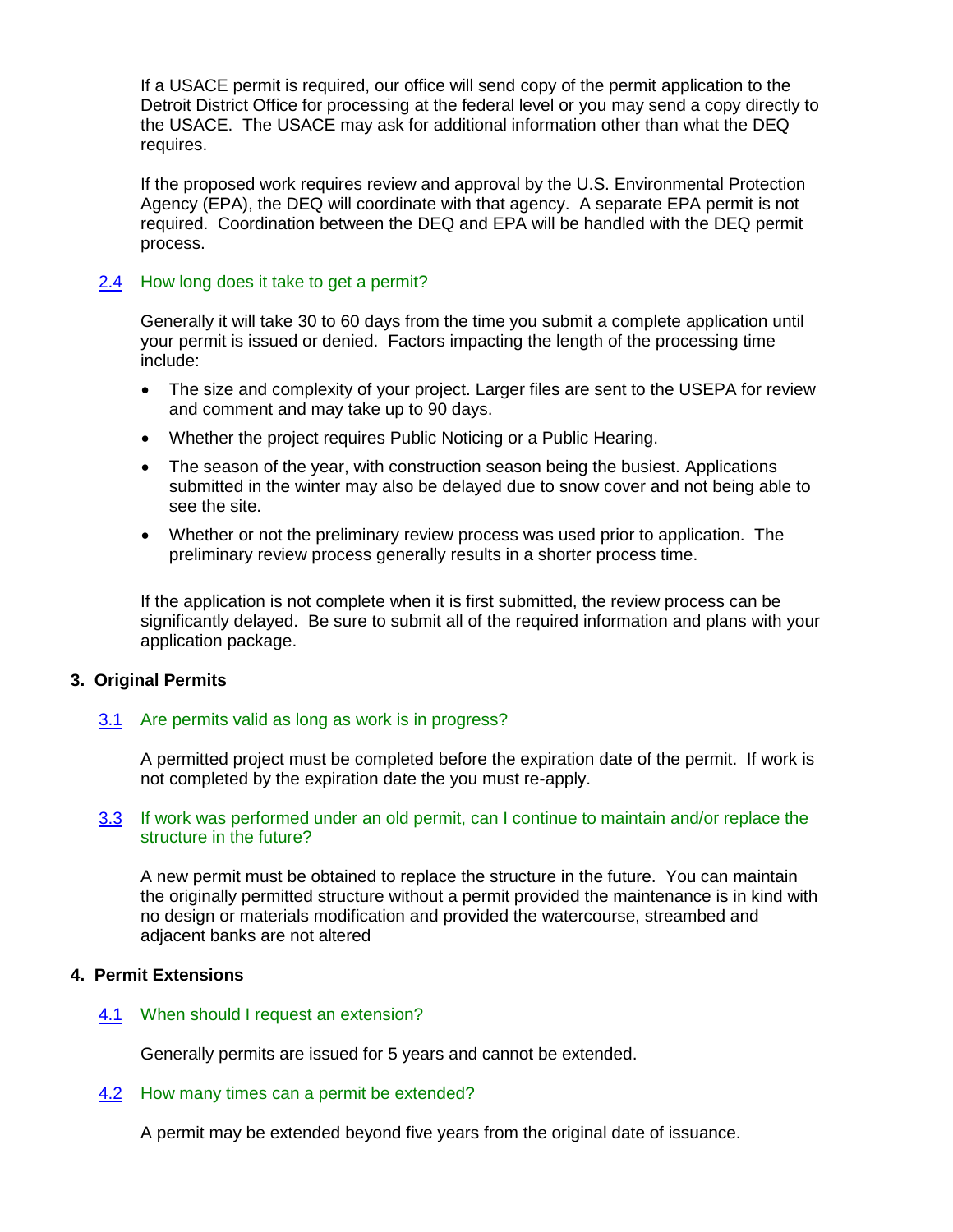If a USACE permit is required, our office will send copy of the permit application to the Detroit District Office for processing at the federal level or you may send a copy directly to the USACE. The USACE may ask for additional information other than what the DEQ requires.

If the proposed work requires review and approval by the U.S. Environmental Protection Agency (EPA), the DEQ will coordinate with that agency. A separate EPA permit is not required. Coordination between the DEQ and EPA will be handled with the DEQ permit process.

### 2.4 How long does it take to get a permit?

Generally it will take 30 to 60 days from the time you submit a complete application until your permit is issued or denied. Factors impacting the length of the processing time include:

- The size and complexity of your project. Larger files are sent to the USEPA for review and comment and may take up to 90 days.
- Whether the project requires Public Noticing or a Public Hearing.
- The season of the year, with construction season being the busiest. Applications submitted in the winter may also be delayed due to snow cover and not being able to see the site.
- Whether or not the preliminary review process was used prior to application. The preliminary review process generally results in a shorter process time.

If the application is not complete when it is first submitted, the review process can be significantly delayed. Be sure to submit all of the required information and plans with your application package.

## 3. Original Permits

### 3.1 Are permits valid as long as work is in progress?

A permitted project must be completed before the expiration date of the permit. If work is not completed by the expiration date the you must re-apply.

### 3.3 If work was performed under an old permit, can I continue to maintain and/or replace the structure in the future?

A new permit must be obtained to replace the structure in the future. You can maintain the originally permitted structure without a permit provided the maintenance is in kind with no design or materials modification and provided the watercourse, streambed and adjacent banks are not altered

## 4. Permit Extensions

### 4.1 When should I request an extension?

Generally permits are issued for 5 years and cannot be extended.

### 4.2 How many times can a permit be extended?

A permit may be extended beyond five years from the original date of issuance.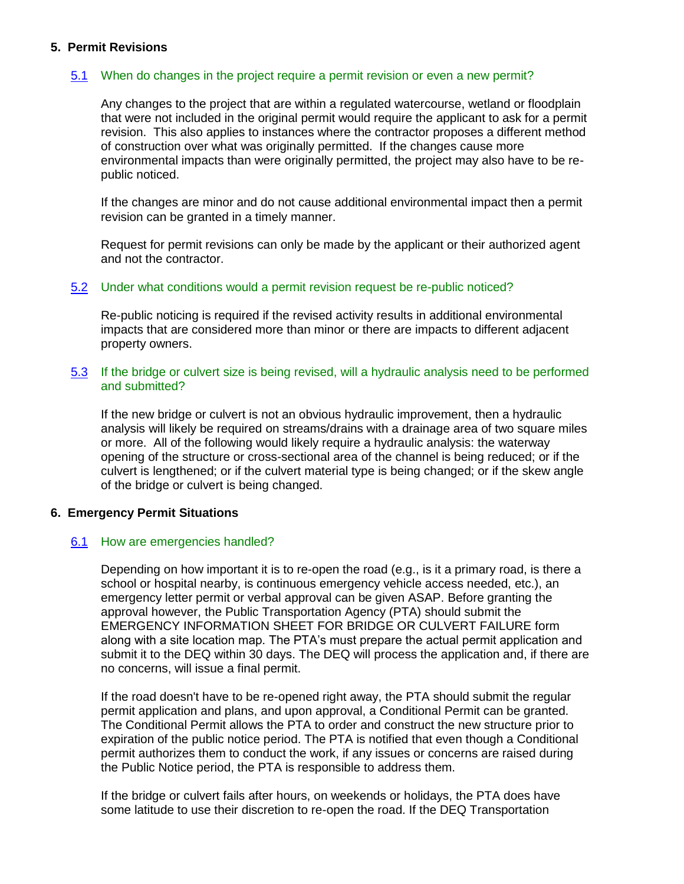## 5. Permit Revisions

### 5.1 When do changes in the project require a permit revision or even a new permit?

Any changes to the project that are within a regulated watercourse, wetland or floodplain that were not included in the original permit would require the applicant to ask for a permit revision. This also applies to instances where the contractor proposes a different method of construction over what was originally permitted. If the changes cause more environmental impacts than were originally permitted, the project may also have to be re-public noticed.

If the changes are minor and do not cause additional environmental impact then a permit revision can be granted in a timely manner.

Request for permit revisions can only be made by the applicant or their authorized agent and not the contractor.

### 5.2 Under what conditions would a permit revision request be re-public noticed?

Re-public noticing is required if the revised activity results in additional environmental impacts that are considered more than minor or there are impacts to different adjacent property owners.

### 5.3 If the bridge or culvert size is being revised, will a hydraulic analysis need to be performed and submitted?

If the new bridge or culvert is not an obvious hydraulic improvement, then a hydraulic analysis will likely be required on streams/drains with a drainage area of two square miles or more. All of the following would likely require a hydraulic analysis: the waterway opening of the structure or cross-sectional area of the channel is being reduced; or if the culvert is lengthened; or if the culvert material type is being changed; or if the skew angle of the bridge or culvert is being changed.

## 6. Emergency Permit Situations

### 6.1 How are emergencies handled?

Depending on how important it is to re-open the road (e.g., is it a primary road, is there a school or hospital nearby, is continuous emergency vehicle access needed, etc.), an emergency letter permit or verbal approval can be given ASAP. Before granting the approval however, the Public Transportation Agency (PTA) should submit the EMERGENCY INFORMATION SHEET FOR BRIDGE OR CULVERT FAILURE form along with a site location map. The PTA's must prepare the actual permit application and submit it to the DEQ within 30 days. The DEQ will process the application and, if there are no concerns, will issue a final permit.

If the road doesn't have to be re-opened right away, the PTA should submit the regular permit application and plans, and upon approval, a Conditional Permit can be granted. The Conditional Permit allows the PTA to order and construct the new structure prior to expiration of the public notice period. The PTA is notified that even though a Conditional permit authorizes them to conduct the work, if any issues or concerns are raised during the Public Notice period, the PTA is responsible to address them.

If the bridge or culvert fails after hours, on weekends or holidays, the PTA does have some latitude to use their discretion to re-open the road. If the DEQ Transportation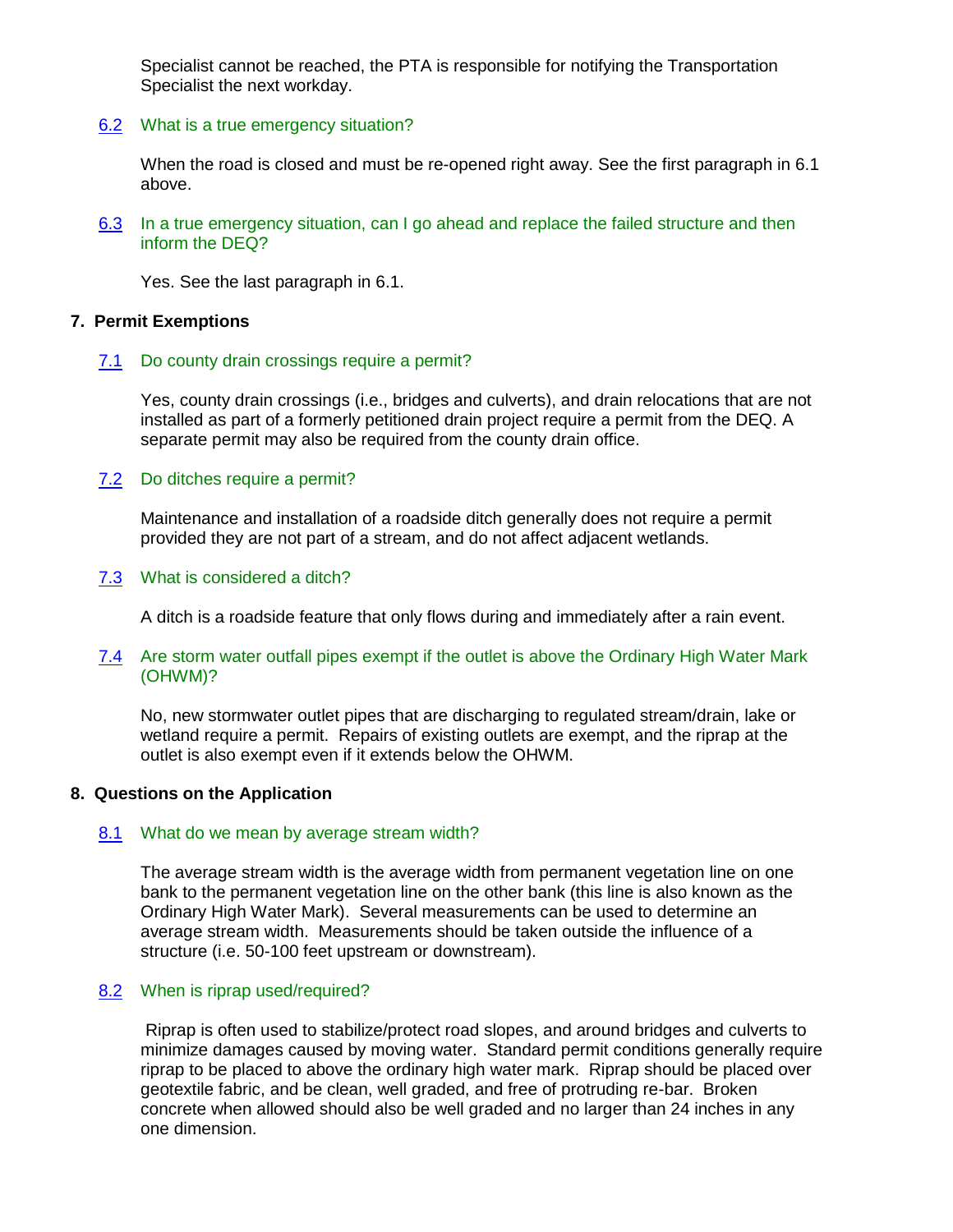Specialist cannot be reached, the PTA is responsible for notifying the Transportation Specialist the next workday.

### 6.2 What is a true emergency situation?

When the road is closed and must be re-opened right away. See the first paragraph in 6.1 above.

### 6.3 In a true emergency situation, can I go ahead and replace the failed structure and then inform the DEQ?

Yes. See the last paragraph in 6.1.

## 7. Permit Exemptions

### 7.1 Do county drain crossings require a permit?

Yes, county drain crossings (i.e., bridges and culverts), and drain relocations that are not installed as part of a formerly petitioned drain project require a permit from the DEQ. A separate permit may also be required from the county drain office.

### 7.2 Do ditches require a permit?

Maintenance and installation of a roadside ditch generally does not require a permit provided they are not part of a stream, and do not affect adjacent wetlands.

### 7.3 What is considered a ditch?

A ditch is a roadside feature that only flows during and immediately after a rain event.

### 7.4 Are storm water outfall pipes exempt if the outlet is above the Ordinary High Water Mark (OHWM)?

No, new stormwater outlet pipes that are discharging to regulated stream/drain, lake or wetland require a permit. Repairs of existing outlets are exempt, and the riprap at the outlet is also exempt even if it extends below the OHWM.

## 8. Questions on the Application

### 8.1 What do we mean by average stream width?

The average stream width is the average width from permanent vegetation line on one bank to the permanent vegetation line on the other bank (this line is also known as the Ordinary High Water Mark). Several measurements can be used to determine an average stream width. Measurements should be taken outside the influence of a structure (i.e. 50-100 feet upstream or downstream).

### 8.2 When is riprap used/required?

Riprap is often used to stabilize/protect road slopes, and around bridges and culverts to minimize damages caused by moving water. Standard permit conditions generally require riprap to be placed to above the ordinary high water mark. Riprap should be placed over geotextile fabric, and be clean, well graded, and free of protruding re-bar. Broken concrete when allowed should also be well graded and no larger than 24 inches in any one dimension.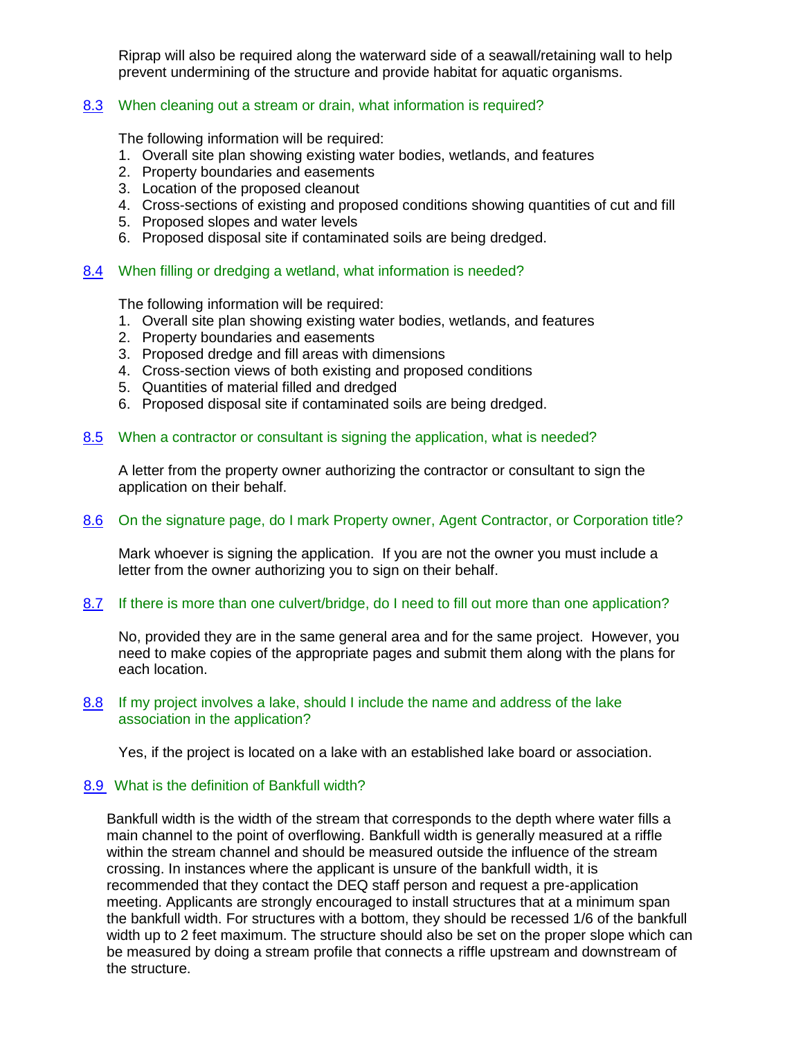Riprap will also be required along the waterward side of a seawall/retaining wall to help prevent undermining of the structure and provide habitat for aquatic organisms.

### 8.3 When cleaning out a stream or drain, what information is required?

The following information will be required:

1. Overall site plan showing existing water bodies, wetlands, and features
2. Property boundaries and easements
3. Location of the proposed cleanout
4. Cross-sections of existing and proposed conditions showing quantities of cut and fill
5. Proposed slopes and water levels
6. Proposed disposal site if contaminated soils are being dredged.

### 8.4 When filling or dredging a wetland, what information is needed?

The following information will be required:

1. Overall site plan showing existing water bodies, wetlands, and features
2. Property boundaries and easements
3. Proposed dredge and fill areas with dimensions
4. Cross-section views of both existing and proposed conditions
5. Quantities of material filled and dredged
6. Proposed disposal site if contaminated soils are being dredged.

### 8.5 When a contractor or consultant is signing the application, what is needed?

A letter from the property owner authorizing the contractor or consultant to sign the application on their behalf.

### 8.6 On the signature page, do I mark Property owner, Agent Contractor, or Corporation title?

Mark whoever is signing the application. If you are not the owner you must include a letter from the owner authorizing you to sign on their behalf.

### 8.7 If there is more than one culvert/bridge, do I need to fill out more than one application?

No, provided they are in the same general area and for the same project. However, you need to make copies of the appropriate pages and submit them along with the plans for each location.

### 8.8 If my project involves a lake, should I include the name and address of the lake association in the application?

Yes, if the project is located on a lake with an established lake board or association.

### 8.9 What is the definition of Bankfull width?

Bankfull width is the width of the stream that corresponds to the depth where water fills a main channel to the point of overflowing. Bankfull width is generally measured at a riffle within the stream channel and should be measured outside the influence of the stream crossing. In instances where the applicant is unsure of the bankfull width, it is recommended that they contact the DEQ staff person and request a pre-application meeting. Applicants are strongly encouraged to install structures that at a minimum span the bankfull width. For structures with a bottom, they should be recessed 1/6 of the bankfull width up to 2 feet maximum. The structure should also be set on the proper slope which can be measured by doing a stream profile that connects a riffle upstream and downstream of the structure.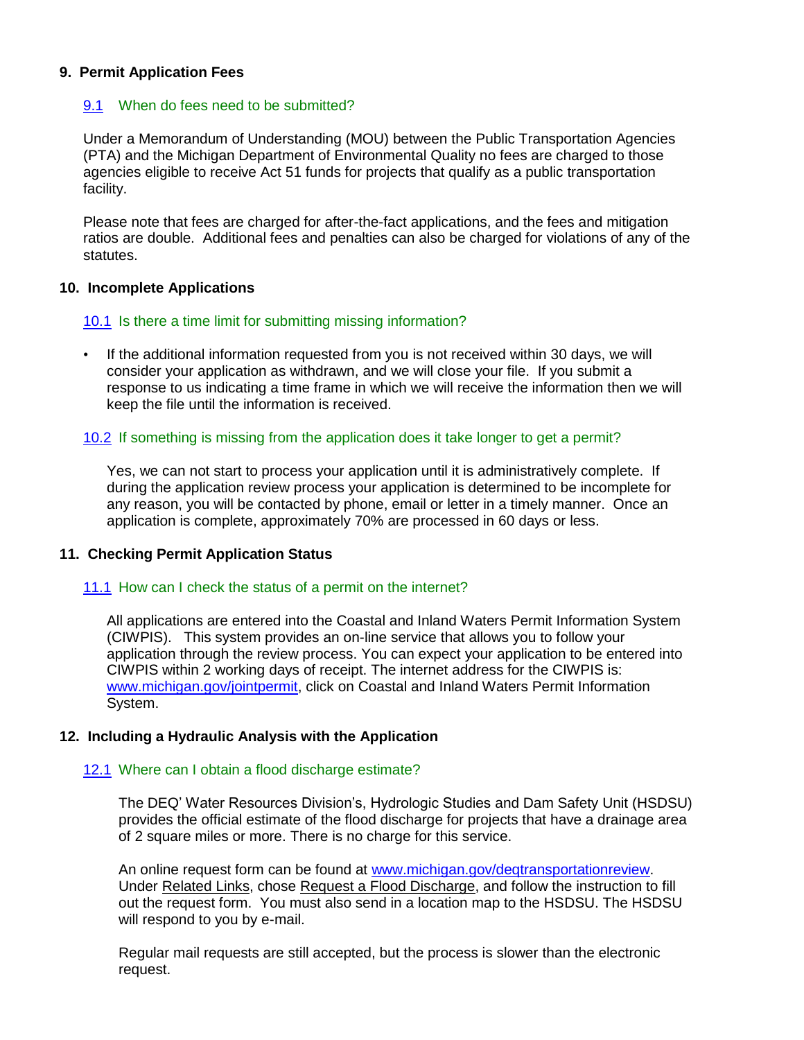## 9. Permit Application Fees

### 9.1 When do fees need to be submitted?

Under a Memorandum of Understanding (MOU) between the Public Transportation Agencies (PTA) and the Michigan Department of Environmental Quality no fees are charged to those agencies eligible to receive Act 51 funds for projects that qualify as a public transportation facility.

Please note that fees are charged for after-the-fact applications, and the fees and mitigation ratios are double. Additional fees and penalties can also be charged for violations of any of the statutes.

## 10. Incomplete Applications

### 10.1 Is there a time limit for submitting missing information?

- If the additional information requested from you is not received within 30 days, we will consider your application as withdrawn, and we will close your file. If you submit a response to us indicating a time frame in which we will receive the information then we will keep the file until the information is received.

### 10.2 If something is missing from the application does it take longer to get a permit?

Yes, we can not start to process your application until it is administratively complete. If during the application review process your application is determined to be incomplete for any reason, you will be contacted by phone, email or letter in a timely manner. Once an application is complete, approximately 70% are processed in 60 days or less.

## 11. Checking Permit Application Status

### 11.1 How can I check the status of a permit on the internet?

All applications are entered into the Coastal and Inland Waters Permit Information System (CIWPIS). This system provides an on-line service that allows you to follow your application through the review process. You can expect your application to be entered into CIWPIS within 2 working days of receipt. The internet address for the CIWPIS is: www.michigan.gov/jointpermit, click on Coastal and Inland Waters Permit Information System.

## 12. Including a Hydraulic Analysis with the Application

### 12.1 Where can I obtain a flood discharge estimate?

The DEQ' Water Resources Division's, Hydrologic Studies and Dam Safety Unit (HSDSU) provides the official estimate of the flood discharge for projects that have a drainage area of 2 square miles or more. There is no charge for this service.

An online request form can be found at www.michigan.gov/deqtransportationreview. Under Related Links, chose Request a Flood Discharge, and follow the instruction to fill out the request form. You must also send in a location map to the HSDSU. The HSDSU will respond to you by e-mail.

Regular mail requests are still accepted, but the process is slower than the electronic request.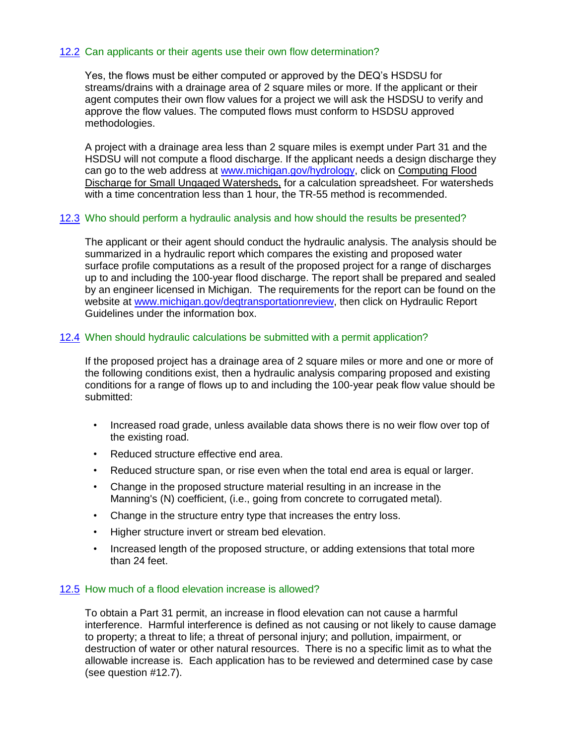### 12.2 Can applicants or their agents use their own flow determination?

Yes, the flows must be either computed or approved by the DEQ's HSDSU for streams/drains with a drainage area of 2 square miles or more. If the applicant or their agent computes their own flow values for a project we will ask the HSDSU to verify and approve the flow values. The computed flows must conform to HSDSU approved methodologies.

A project with a drainage area less than 2 square miles is exempt under Part 31 and the HSDSU will not compute a flood discharge. If the applicant needs a design discharge they can go to the web address at www.michigan.gov/hydrology, click on Computing Flood Discharge for Small Ungaged Watersheds, for a calculation spreadsheet. For watersheds with a time concentration less than 1 hour, the TR-55 method is recommended.

### 12.3 Who should perform a hydraulic analysis and how should the results be presented?

The applicant or their agent should conduct the hydraulic analysis. The analysis should be summarized in a hydraulic report which compares the existing and proposed water surface profile computations as a result of the proposed project for a range of discharges up to and including the 100-year flood discharge. The report shall be prepared and sealed by an engineer licensed in Michigan. The requirements for the report can be found on the website at www.michigan.gov/deqtransportationreview, then click on Hydraulic Report Guidelines under the information box.

### 12.4 When should hydraulic calculations be submitted with a permit application?

If the proposed project has a drainage area of 2 square miles or more and one or more of the following conditions exist, then a hydraulic analysis comparing proposed and existing conditions for a range of flows up to and including the 100-year peak flow value should be submitted:

- Increased road grade, unless available data shows there is no weir flow over top of the existing road.
- Reduced structure effective end area.
- Reduced structure span, or rise even when the total end area is equal or larger.
- Change in the proposed structure material resulting in an increase in the Manning's (N) coefficient, (i.e., going from concrete to corrugated metal).
- Change in the structure entry type that increases the entry loss.
- Higher structure invert or stream bed elevation.
- Increased length of the proposed structure, or adding extensions that total more than 24 feet.

### 12.5 How much of a flood elevation increase is allowed?

To obtain a Part 31 permit, an increase in flood elevation can not cause a harmful interference. Harmful interference is defined as not causing or not likely to cause damage to property; a threat to life; a threat of personal injury; and pollution, impairment, or destruction of water or other natural resources. There is no a specific limit as to what the allowable increase is. Each application has to be reviewed and determined case by case (see question #12.7).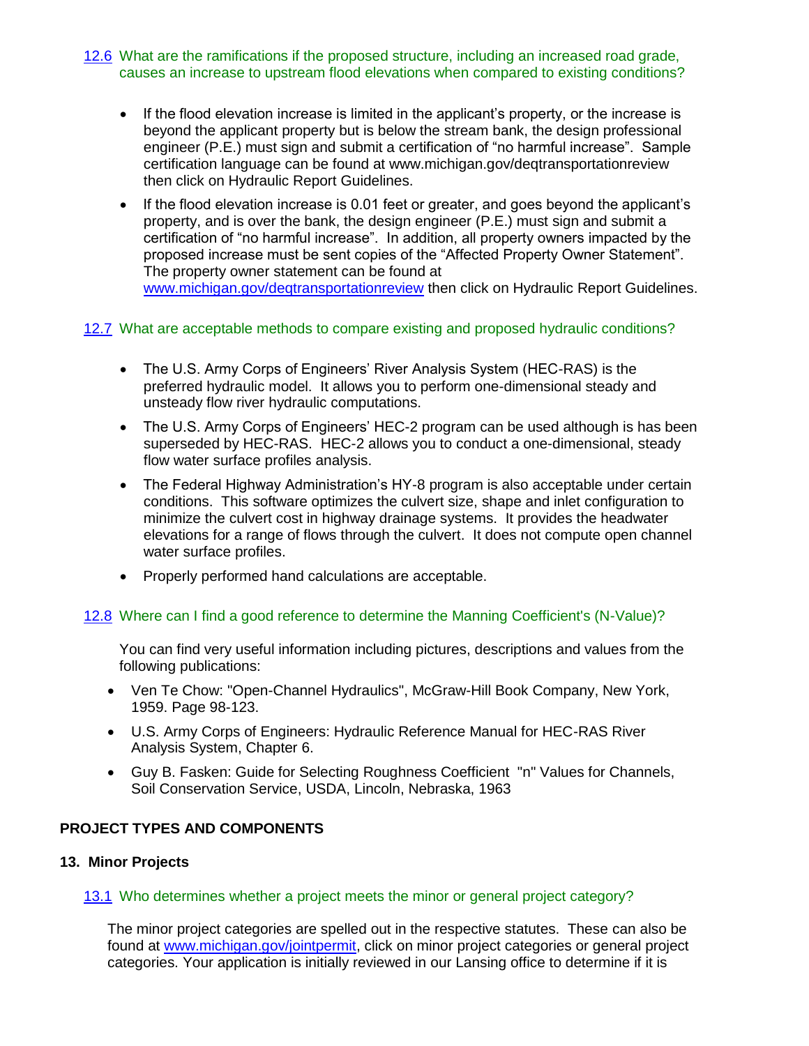### 12.6 What are the ramifications if the proposed structure, including an increased road grade, causes an increase to upstream flood elevations when compared to existing conditions?

- If the flood elevation increase is limited in the applicant's property, or the increase is beyond the applicant property but is below the stream bank, the design professional engineer (P.E.) must sign and submit a certification of "no harmful increase". Sample certification language can be found at www.michigan.gov/deqtransportationreview then click on Hydraulic Report Guidelines.
- If the flood elevation increase is 0.01 feet or greater, and goes beyond the applicant's property, and is over the bank, the design engineer (P.E.) must sign and submit a certification of "no harmful increase". In addition, all property owners impacted by the proposed increase must be sent copies of the "Affected Property Owner Statement". The property owner statement can be found at www.michigan.gov/deqtransportationreview then click on Hydraulic Report Guidelines.

### 12.7 What are acceptable methods to compare existing and proposed hydraulic conditions?

- The U.S. Army Corps of Engineers' River Analysis System (HEC-RAS) is the preferred hydraulic model. It allows you to perform one-dimensional steady and unsteady flow river hydraulic computations.
- The U.S. Army Corps of Engineers' HEC-2 program can be used although is has been superseded by HEC-RAS. HEC-2 allows you to conduct a one-dimensional, steady flow water surface profiles analysis.
- The Federal Highway Administration's HY-8 program is also acceptable under certain conditions. This software optimizes the culvert size, shape and inlet configuration to minimize the culvert cost in highway drainage systems. It provides the headwater elevations for a range of flows through the culvert. It does not compute open channel water surface profiles.
- Properly performed hand calculations are acceptable.

### 12.8 Where can I find a good reference to determine the Manning Coefficient's (N-Value)?

You can find very useful information including pictures, descriptions and values from the following publications:

- Ven Te Chow: "Open-Channel Hydraulics", McGraw-Hill Book Company, New York, 1959. Page 98-123.
- U.S. Army Corps of Engineers: Hydraulic Reference Manual for HEC-RAS River Analysis System, Chapter 6.
- Guy B. Fasken: Guide for Selecting Roughness Coefficient "n" Values for Channels, Soil Conservation Service, USDA, Lincoln, Nebraska, 1963

## PROJECT TYPES AND COMPONENTS

## 13. Minor Projects

### 13.1 Who determines whether a project meets the minor or general project category?

The minor project categories are spelled out in the respective statutes. These can also be found at www.michigan.gov/jointpermit, click on minor project categories or general project categories. Your application is initially reviewed in our Lansing office to determine if it is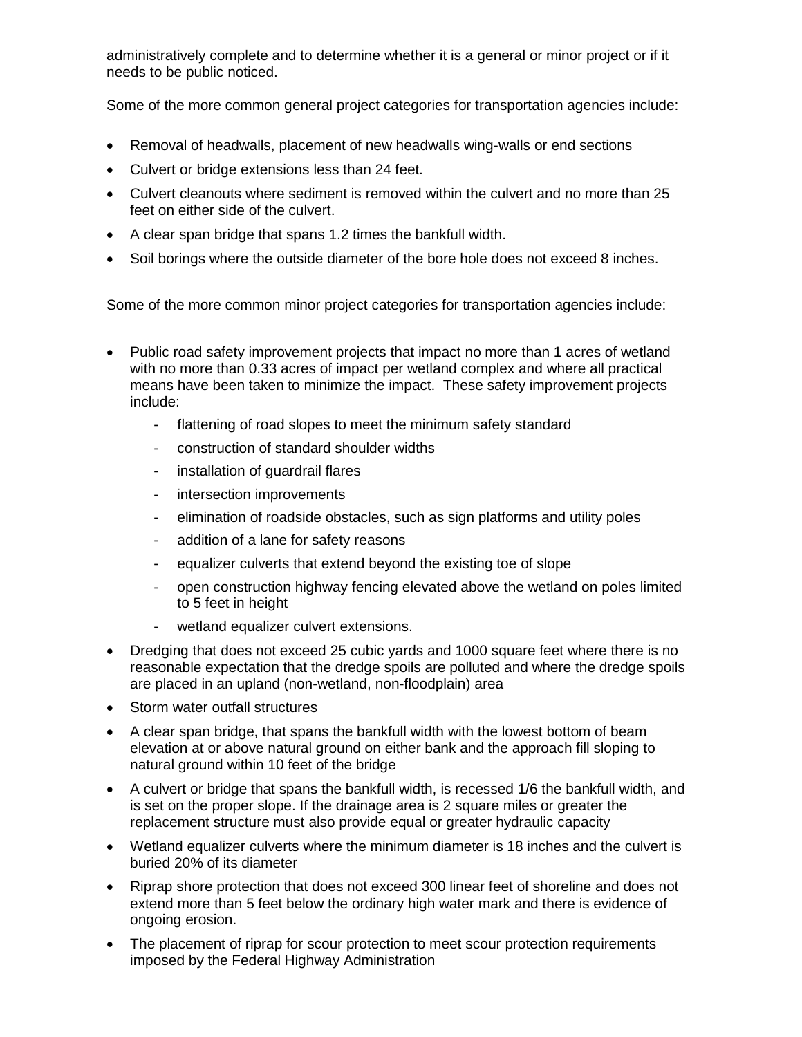administratively complete and to determine whether it is a general or minor project or if it needs to be public noticed.

Some of the more common general project categories for transportation agencies include:

- Removal of headwalls, placement of new headwalls wing-walls or end sections
- Culvert or bridge extensions less than 24 feet.
- Culvert cleanouts where sediment is removed within the culvert and no more than 25 feet on either side of the culvert.
- A clear span bridge that spans 1.2 times the bankfull width.
- Soil borings where the outside diameter of the bore hole does not exceed 8 inches.

Some of the more common minor project categories for transportation agencies include:

- Public road safety improvement projects that impact no more than 1 acres of wetland with no more than 0.33 acres of impact per wetland complex and where all practical means have been taken to minimize the impact. These safety improvement projects include:
    - flattening of road slopes to meet the minimum safety standard
    - construction of standard shoulder widths
    - installation of guardrail flares
    - intersection improvements
    - elimination of roadside obstacles, such as sign platforms and utility poles
    - addition of a lane for safety reasons
    - equalizer culverts that extend beyond the existing toe of slope
    - open construction highway fencing elevated above the wetland on poles limited to 5 feet in height
    - wetland equalizer culvert extensions.
- Dredging that does not exceed 25 cubic yards and 1000 square feet where there is no reasonable expectation that the dredge spoils are polluted and where the dredge spoils are placed in an upland (non-wetland, non-floodplain) area
- Storm water outfall structures
- A clear span bridge, that spans the bankfull width with the lowest bottom of beam elevation at or above natural ground on either bank and the approach fill sloping to natural ground within 10 feet of the bridge
- A culvert or bridge that spans the bankfull width, is recessed 1/6 the bankfull width, and is set on the proper slope. If the drainage area is 2 square miles or greater the replacement structure must also provide equal or greater hydraulic capacity
- Wetland equalizer culverts where the minimum diameter is 18 inches and the culvert is buried 20% of its diameter
- Riprap shore protection that does not exceed 300 linear feet of shoreline and does not extend more than 5 feet below the ordinary high water mark and there is evidence of ongoing erosion.
- The placement of riprap for scour protection to meet scour protection requirements imposed by the Federal Highway Administration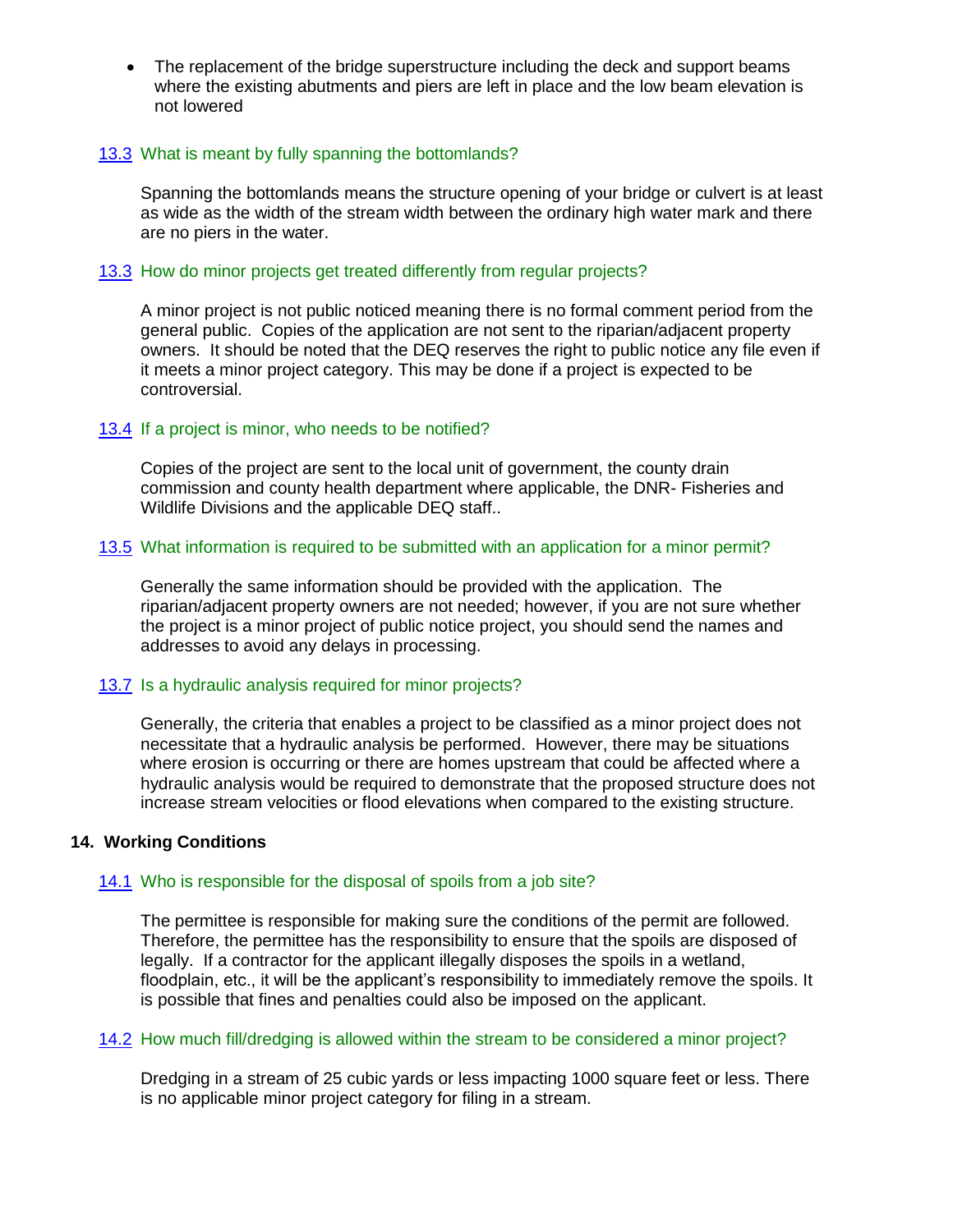- The replacement of the bridge superstructure including the deck and support beams where the existing abutments and piers are left in place and the low beam elevation is not lowered

13.3 What is meant by fully spanning the bottomlands?

Spanning the bottomlands means the structure opening of your bridge or culvert is at least as wide as the width of the stream width between the ordinary high water mark and there are no piers in the water.

13.3 How do minor projects get treated differently from regular projects?

A minor project is not public noticed meaning there is no formal comment period from the general public. Copies of the application are not sent to the riparian/adjacent property owners. It should be noted that the DEQ reserves the right to public notice any file even if it meets a minor project category. This may be done if a project is expected to be controversial.

13.4 If a project is minor, who needs to be notified?

Copies of the project are sent to the local unit of government, the county drain commission and county health department where applicable, the DNR- Fisheries and Wildlife Divisions and the applicable DEQ staff..

13.5 What information is required to be submitted with an application for a minor permit?

Generally the same information should be provided with the application. The riparian/adjacent property owners are not needed; however, if you are not sure whether the project is a minor project of public notice project, you should send the names and addresses to avoid any delays in processing.

13.7 Is a hydraulic analysis required for minor projects?

Generally, the criteria that enables a project to be classified as a minor project does not necessitate that a hydraulic analysis be performed. However, there may be situations where erosion is occurring or there are homes upstream that could be affected where a hydraulic analysis would be required to demonstrate that the proposed structure does not increase stream velocities or flood elevations when compared to the existing structure.

## 14. Working Conditions

14.1 Who is responsible for the disposal of spoils from a job site?

The permittee is responsible for making sure the conditions of the permit are followed. Therefore, the permittee has the responsibility to ensure that the spoils are disposed of legally. If a contractor for the applicant illegally disposes the spoils in a wetland, floodplain, etc., it will be the applicant's responsibility to immediately remove the spoils. It is possible that fines and penalties could also be imposed on the applicant.

14.2 How much fill/dredging is allowed within the stream to be considered a minor project?

Dredging in a stream of 25 cubic yards or less impacting 1000 square feet or less. There is no applicable minor project category for filing in a stream.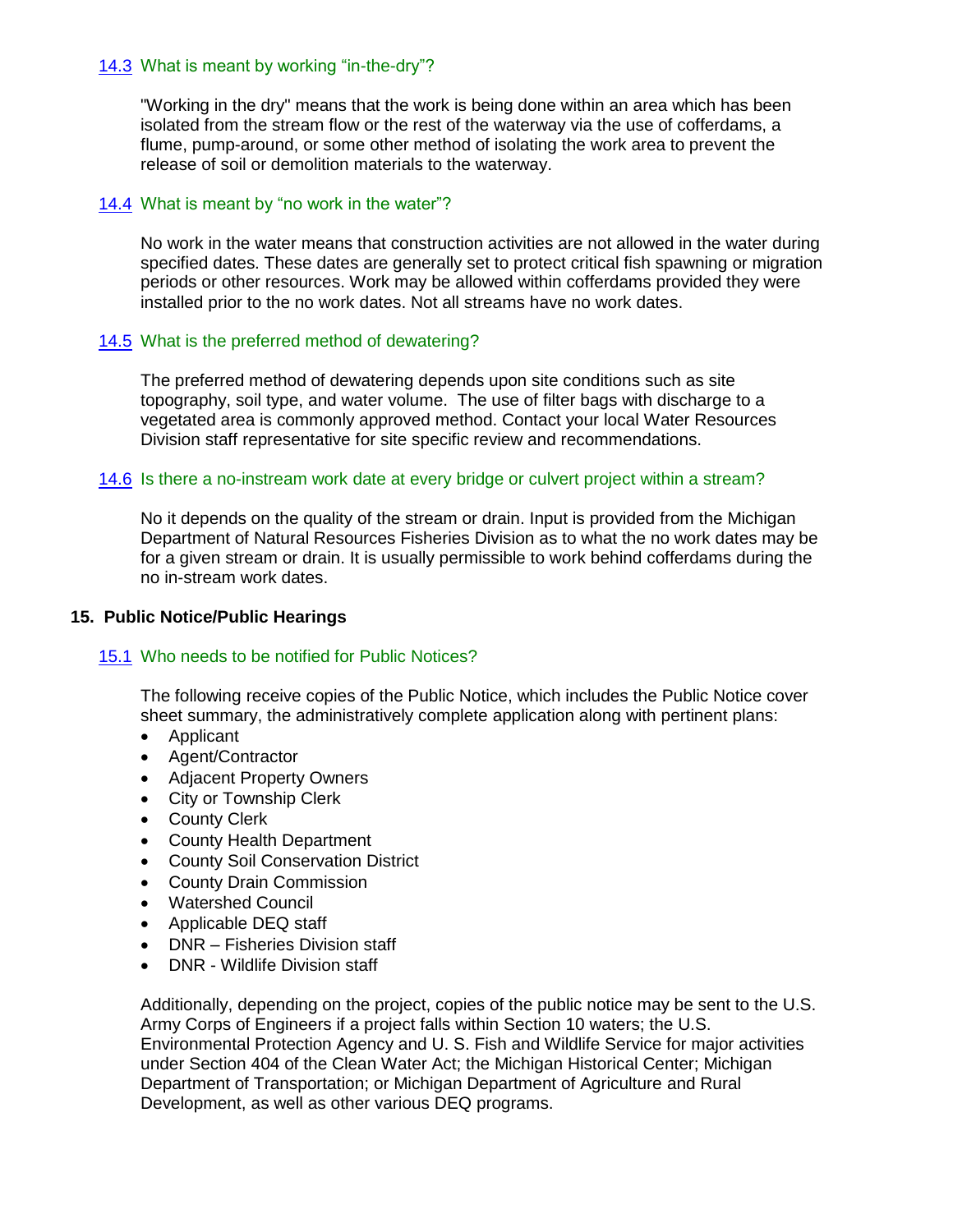### 14.3 What is meant by working "in-the-dry"?

"Working in the dry" means that the work is being done within an area which has been isolated from the stream flow or the rest of the waterway via the use of cofferdams, a flume, pump-around, or some other method of isolating the work area to prevent the release of soil or demolition materials to the waterway.

### 14.4 What is meant by "no work in the water"?

No work in the water means that construction activities are not allowed in the water during specified dates. These dates are generally set to protect critical fish spawning or migration periods or other resources. Work may be allowed within cofferdams provided they were installed prior to the no work dates. Not all streams have no work dates.

### 14.5 What is the preferred method of dewatering?

The preferred method of dewatering depends upon site conditions such as site topography, soil type, and water volume. The use of filter bags with discharge to a vegetated area is commonly approved method. Contact your local Water Resources Division staff representative for site specific review and recommendations.

### 14.6 Is there a no-instream work date at every bridge or culvert project within a stream?

No it depends on the quality of the stream or drain. Input is provided from the Michigan Department of Natural Resources Fisheries Division as to what the no work dates may be for a given stream or drain. It is usually permissible to work behind cofferdams during the no in-stream work dates.

## 15. Public Notice/Public Hearings

### 15.1 Who needs to be notified for Public Notices?

The following receive copies of the Public Notice, which includes the Public Notice cover sheet summary, the administratively complete application along with pertinent plans:

- Applicant
- Agent/Contractor
- Adjacent Property Owners
- City or Township Clerk
- County Clerk
- County Health Department
- County Soil Conservation District
- County Drain Commission
- Watershed Council
- Applicable DEQ staff
- DNR – Fisheries Division staff
- DNR - Wildlife Division staff

Additionally, depending on the project, copies of the public notice may be sent to the U.S. Army Corps of Engineers if a project falls within Section 10 waters; the U.S. Environmental Protection Agency and U. S. Fish and Wildlife Service for major activities under Section 404 of the Clean Water Act; the Michigan Historical Center; Michigan Department of Transportation; or Michigan Department of Agriculture and Rural Development, as well as other various DEQ programs.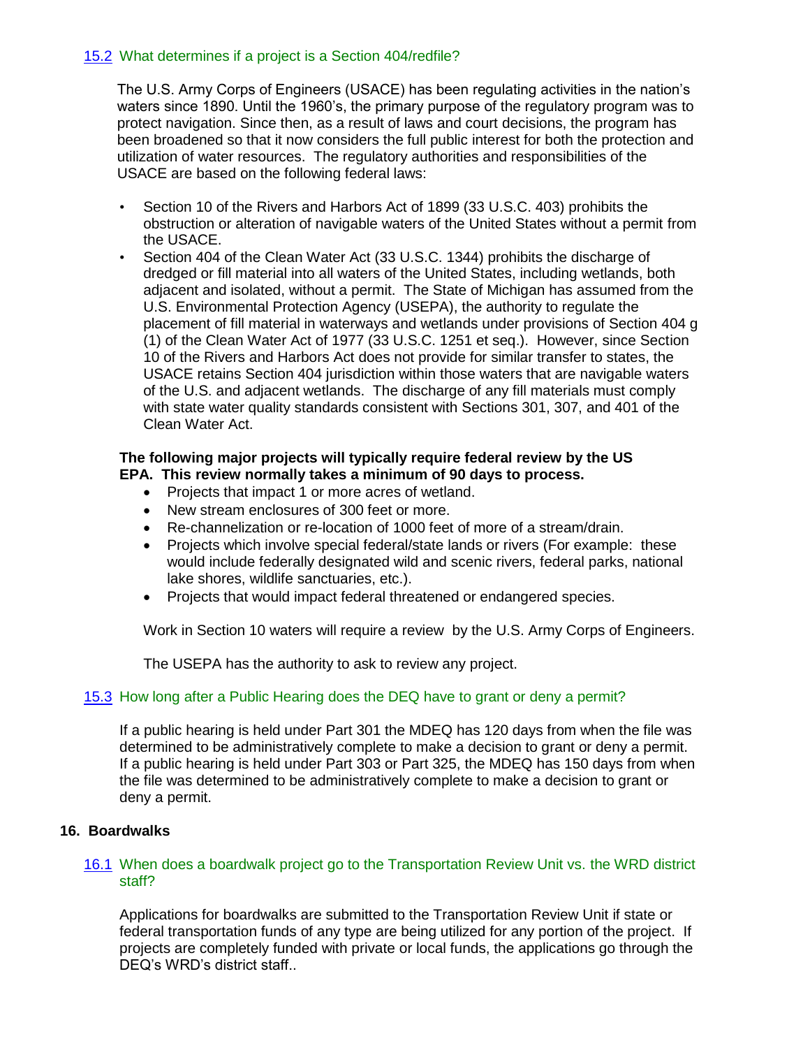### 15.2 What determines if a project is a Section 404/redfile?

The U.S. Army Corps of Engineers (USACE) has been regulating activities in the nation's waters since 1890. Until the 1960's, the primary purpose of the regulatory program was to protect navigation. Since then, as a result of laws and court decisions, the program has been broadened so that it now considers the full public interest for both the protection and utilization of water resources. The regulatory authorities and responsibilities of the USACE are based on the following federal laws:

- Section 10 of the Rivers and Harbors Act of 1899 (33 U.S.C. 403) prohibits the obstruction or alteration of navigable waters of the United States without a permit from the USACE.
- Section 404 of the Clean Water Act (33 U.S.C. 1344) prohibits the discharge of dredged or fill material into all waters of the United States, including wetlands, both adjacent and isolated, without a permit. The State of Michigan has assumed from the U.S. Environmental Protection Agency (USEPA), the authority to regulate the placement of fill material in waterways and wetlands under provisions of Section 404 g (1) of the Clean Water Act of 1977 (33 U.S.C. 1251 et seq.). However, since Section 10 of the Rivers and Harbors Act does not provide for similar transfer to states, the USACE retains Section 404 jurisdiction within those waters that are navigable waters of the U.S. and adjacent wetlands. The discharge of any fill materials must comply with state water quality standards consistent with Sections 301, 307, and 401 of the Clean Water Act.

**The following major projects will typically require federal review by the US EPA. This review normally takes a minimum of 90 days to process.**

- Projects that impact 1 or more acres of wetland.
- New stream enclosures of 300 feet or more.
- Re-channelization or re-location of 1000 feet of more of a stream/drain.
- Projects which involve special federal/state lands or rivers (For example: these would include federally designated wild and scenic rivers, federal parks, national lake shores, wildlife sanctuaries, etc.).
- Projects that would impact federal threatened or endangered species.

Work in Section 10 waters will require a review by the U.S. Army Corps of Engineers.

The USEPA has the authority to ask to review any project.

### 15.3 How long after a Public Hearing does the DEQ have to grant or deny a permit?

If a public hearing is held under Part 301 the MDEQ has 120 days from when the file was determined to be administratively complete to make a decision to grant or deny a permit. If a public hearing is held under Part 303 or Part 325, the MDEQ has 150 days from when the file was determined to be administratively complete to make a decision to grant or deny a permit.

## 16. Boardwalks

### 16.1 When does a boardwalk project go to the Transportation Review Unit vs. the WRD district staff?

Applications for boardwalks are submitted to the Transportation Review Unit if state or federal transportation funds of any type are being utilized for any portion of the project. If projects are completely funded with private or local funds, the applications go through the DEQ's WRD's district staff..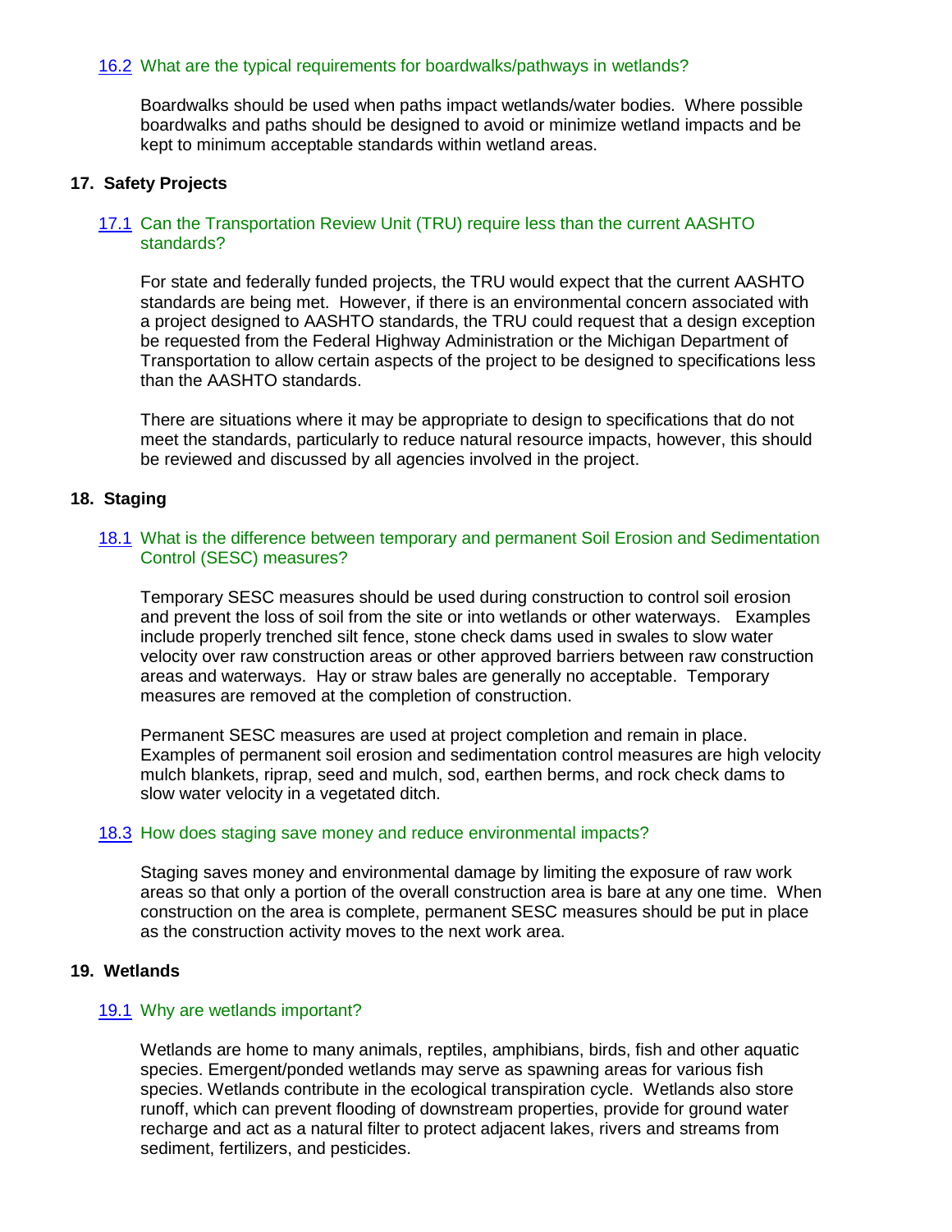### 16.2 What are the typical requirements for boardwalks/pathways in wetlands?

Boardwalks should be used when paths impact wetlands/water bodies. Where possible boardwalks and paths should be designed to avoid or minimize wetland impacts and be kept to minimum acceptable standards within wetland areas.

## 17. Safety Projects

### 17.1 Can the Transportation Review Unit (TRU) require less than the current AASHTO standards?

For state and federally funded projects, the TRU would expect that the current AASHTO standards are being met. However, if there is an environmental concern associated with a project designed to AASHTO standards, the TRU could request that a design exception be requested from the Federal Highway Administration or the Michigan Department of Transportation to allow certain aspects of the project to be designed to specifications less than the AASHTO standards.

There are situations where it may be appropriate to design to specifications that do not meet the standards, particularly to reduce natural resource impacts, however, this should be reviewed and discussed by all agencies involved in the project.

## 18. Staging

### 18.1 What is the difference between temporary and permanent Soil Erosion and Sedimentation Control (SESC) measures?

Temporary SESC measures should be used during construction to control soil erosion and prevent the loss of soil from the site or into wetlands or other waterways. Examples include properly trenched silt fence, stone check dams used in swales to slow water velocity over raw construction areas or other approved barriers between raw construction areas and waterways. Hay or straw bales are generally no acceptable. Temporary measures are removed at the completion of construction.

Permanent SESC measures are used at project completion and remain in place. Examples of permanent soil erosion and sedimentation control measures are high velocity mulch blankets, riprap, seed and mulch, sod, earthen berms, and rock check dams to slow water velocity in a vegetated ditch.

### 18.3 How does staging save money and reduce environmental impacts?

Staging saves money and environmental damage by limiting the exposure of raw work areas so that only a portion of the overall construction area is bare at any one time. When construction on the area is complete, permanent SESC measures should be put in place as the construction activity moves to the next work area.

## 19. Wetlands

### 19.1 Why are wetlands important?

Wetlands are home to many animals, reptiles, amphibians, birds, fish and other aquatic species. Emergent/ponded wetlands may serve as spawning areas for various fish species. Wetlands contribute in the ecological transpiration cycle. Wetlands also store runoff, which can prevent flooding of downstream properties, provide for ground water recharge and act as a natural filter to protect adjacent lakes, rivers and streams from sediment, fertilizers, and pesticides.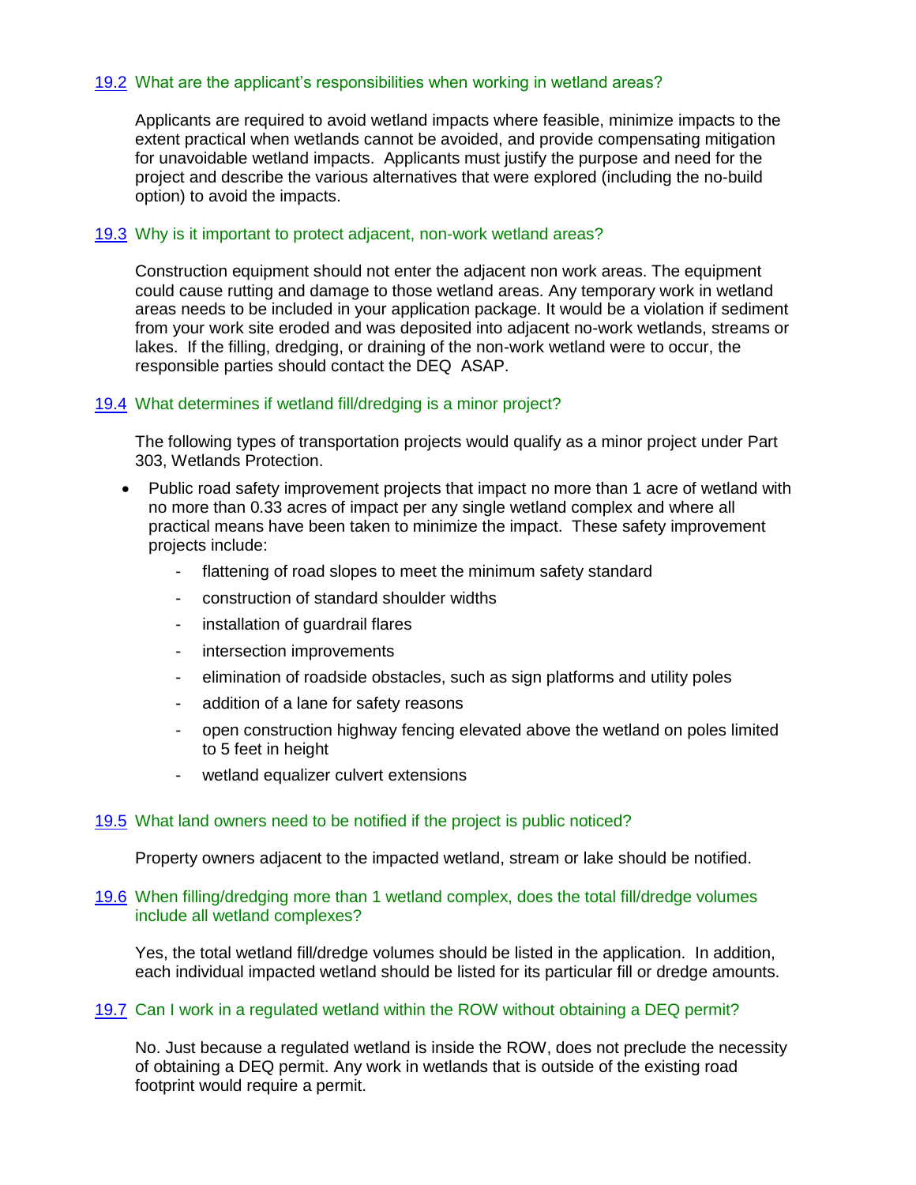### 19.2 What are the applicant's responsibilities when working in wetland areas?

Applicants are required to avoid wetland impacts where feasible, minimize impacts to the extent practical when wetlands cannot be avoided, and provide compensating mitigation for unavoidable wetland impacts. Applicants must justify the purpose and need for the project and describe the various alternatives that were explored (including the no-build option) to avoid the impacts.

### 19.3 Why is it important to protect adjacent, non-work wetland areas?

Construction equipment should not enter the adjacent non work areas. The equipment could cause rutting and damage to those wetland areas. Any temporary work in wetland areas needs to be included in your application package. It would be a violation if sediment from your work site eroded and was deposited into adjacent no-work wetlands, streams or lakes. If the filling, dredging, or draining of the non-work wetland were to occur, the responsible parties should contact the DEQ ASAP.

### 19.4 What determines if wetland fill/dredging is a minor project?

The following types of transportation projects would qualify as a minor project under Part 303, Wetlands Protection.

- Public road safety improvement projects that impact no more than 1 acre of wetland with no more than 0.33 acres of impact per any single wetland complex and where all practical means have been taken to minimize the impact. These safety improvement projects include:
  - flattening of road slopes to meet the minimum safety standard
  - construction of standard shoulder widths
  - installation of guardrail flares
  - intersection improvements
  - elimination of roadside obstacles, such as sign platforms and utility poles
  - addition of a lane for safety reasons
  - open construction highway fencing elevated above the wetland on poles limited to 5 feet in height
  - wetland equalizer culvert extensions

### 19.5 What land owners need to be notified if the project is public noticed?

Property owners adjacent to the impacted wetland, stream or lake should be notified.

### 19.6 When filling/dredging more than 1 wetland complex, does the total fill/dredge volumes include all wetland complexes?

Yes, the total wetland fill/dredge volumes should be listed in the application. In addition, each individual impacted wetland should be listed for its particular fill or dredge amounts.

### 19.7 Can I work in a regulated wetland within the ROW without obtaining a DEQ permit?

No. Just because a regulated wetland is inside the ROW, does not preclude the necessity of obtaining a DEQ permit. Any work in wetlands that is outside of the existing road footprint would require a permit.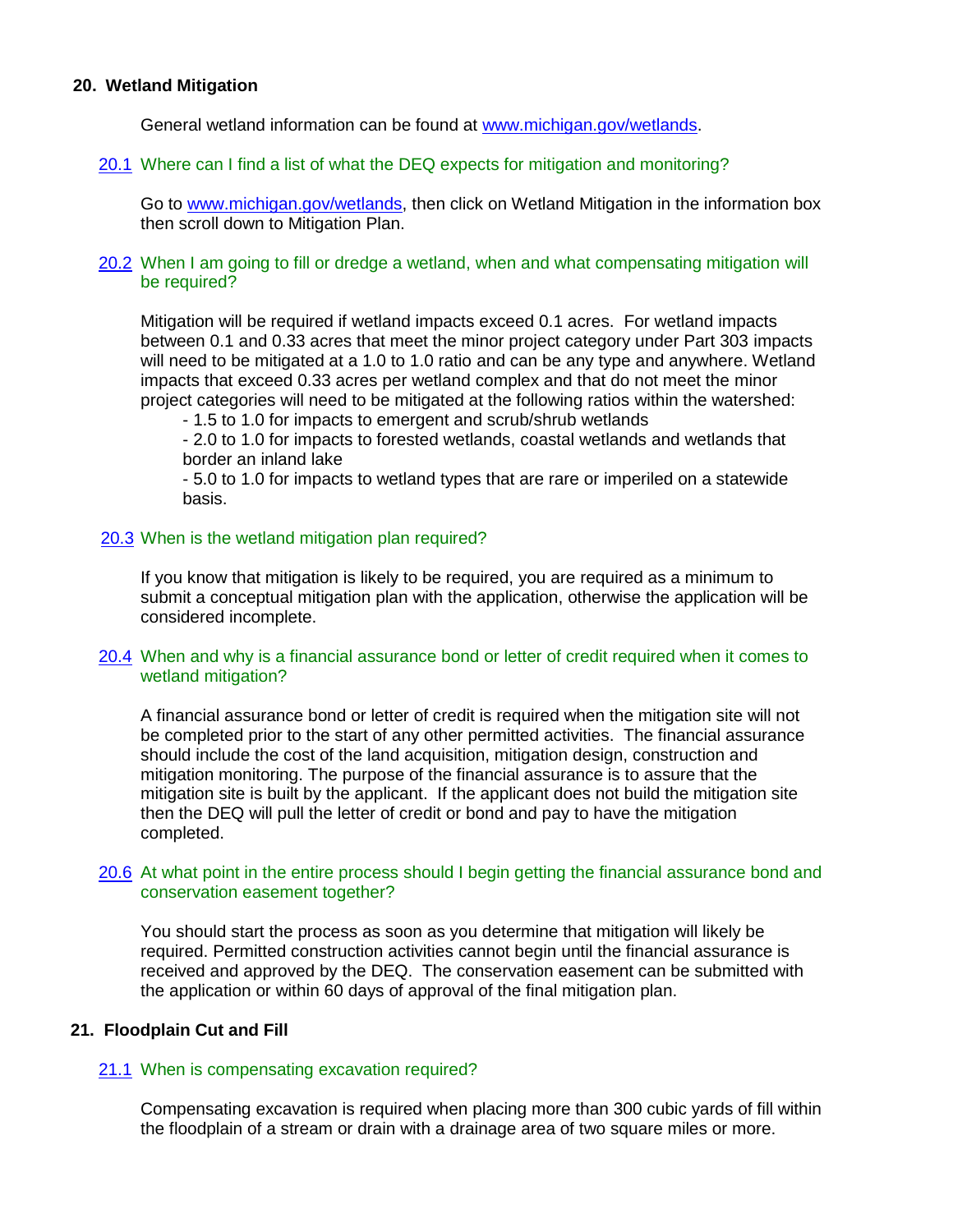## 20. Wetland Mitigation

General wetland information can be found at [www.michigan.gov/wetlands](http://www.michigan.gov/wetlands).

### 20.1 Where can I find a list of what the DEQ expects for mitigation and monitoring?

Go to [www.michigan.gov/wetlands](http://www.michigan.gov/wetlands), then click on Wetland Mitigation in the information box then scroll down to Mitigation Plan.

### 20.2 When I am going to fill or dredge a wetland, when and what compensating mitigation will be required?

Mitigation will be required if wetland impacts exceed 0.1 acres. For wetland impacts between 0.1 and 0.33 acres that meet the minor project category under Part 303 impacts will need to be mitigated at a 1.0 to 1.0 ratio and can be any type and anywhere. Wetland impacts that exceed 0.33 acres per wetland complex and that do not meet the minor project categories will need to be mitigated at the following ratios within the watershed:

- 1.5 to 1.0 for impacts to emergent and scrub/shrub wetlands
- 2.0 to 1.0 for impacts to forested wetlands, coastal wetlands and wetlands that border an inland lake
- 5.0 to 1.0 for impacts to wetland types that are rare or imperiled on a statewide basis.

### 20.3 When is the wetland mitigation plan required?

If you know that mitigation is likely to be required, you are required as a minimum to submit a conceptual mitigation plan with the application, otherwise the application will be considered incomplete.

### 20.4 When and why is a financial assurance bond or letter of credit required when it comes to wetland mitigation?

A financial assurance bond or letter of credit is required when the mitigation site will not be completed prior to the start of any other permitted activities. The financial assurance should include the cost of the land acquisition, mitigation design, construction and mitigation monitoring. The purpose of the financial assurance is to assure that the mitigation site is built by the applicant. If the applicant does not build the mitigation site then the DEQ will pull the letter of credit or bond and pay to have the mitigation completed.

### 20.6 At what point in the entire process should I begin getting the financial assurance bond and conservation easement together?

You should start the process as soon as you determine that mitigation will likely be required. Permitted construction activities cannot begin until the financial assurance is received and approved by the DEQ. The conservation easement can be submitted with the application or within 60 days of approval of the final mitigation plan.

## 21. Floodplain Cut and Fill

### 21.1 When is compensating excavation required?

Compensating excavation is required when placing more than 300 cubic yards of fill within the floodplain of a stream or drain with a drainage area of two square miles or more.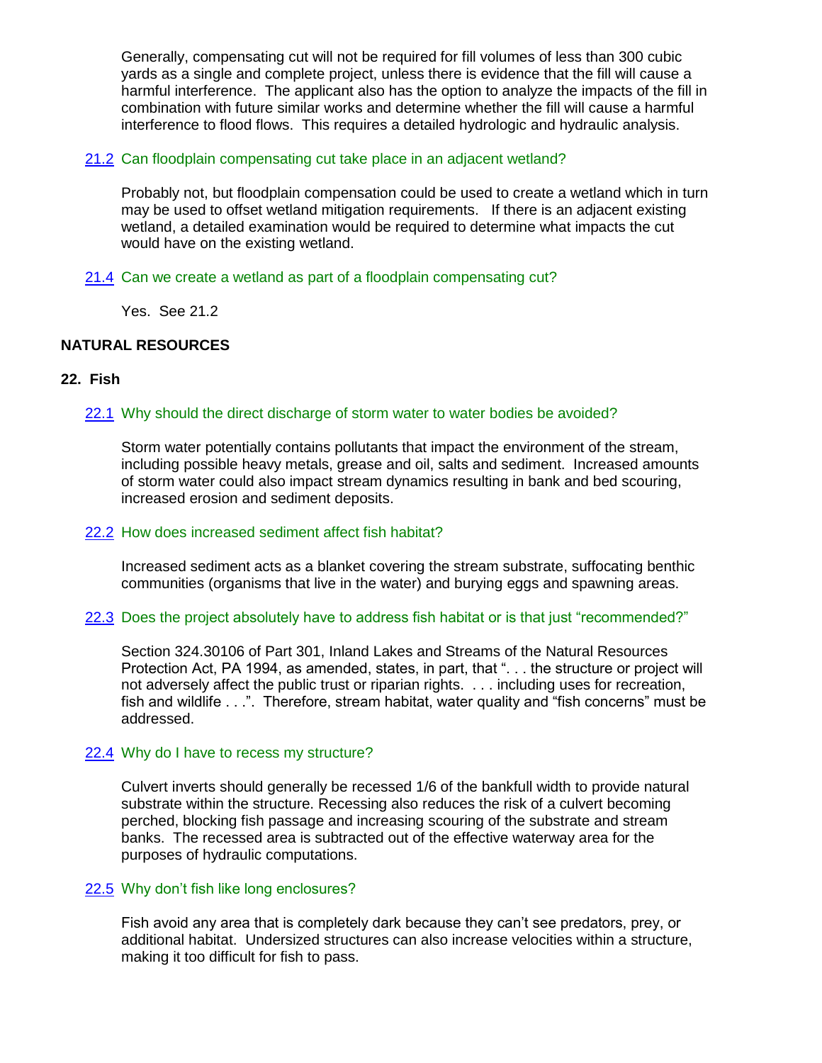Generally, compensating cut will not be required for fill volumes of less than 300 cubic yards as a single and complete project, unless there is evidence that the fill will cause a harmful interference. The applicant also has the option to analyze the impacts of the fill in combination with future similar works and determine whether the fill will cause a harmful interference to flood flows. This requires a detailed hydrologic and hydraulic analysis.

21.2 Can floodplain compensating cut take place in an adjacent wetland?

Probably not, but floodplain compensation could be used to create a wetland which in turn may be used to offset wetland mitigation requirements. If there is an adjacent existing wetland, a detailed examination would be required to determine what impacts the cut would have on the existing wetland.

21.4 Can we create a wetland as part of a floodplain compensating cut?

Yes. See 21.2

## NATURAL RESOURCES

### 22. Fish

22.1 Why should the direct discharge of storm water to water bodies be avoided?

Storm water potentially contains pollutants that impact the environment of the stream, including possible heavy metals, grease and oil, salts and sediment. Increased amounts of storm water could also impact stream dynamics resulting in bank and bed scouring, increased erosion and sediment deposits.

22.2 How does increased sediment affect fish habitat?

Increased sediment acts as a blanket covering the stream substrate, suffocating benthic communities (organisms that live in the water) and burying eggs and spawning areas.

22.3 Does the project absolutely have to address fish habitat or is that just “recommended?”

Section 324.30106 of Part 301, Inland Lakes and Streams of the Natural Resources Protection Act, PA 1994, as amended, states, in part, that “. . . the structure or project will not adversely affect the public trust or riparian rights. . . . including uses for recreation, fish and wildlife . . .”. Therefore, stream habitat, water quality and “fish concerns” must be addressed.

22.4 Why do I have to recess my structure?

Culvert inverts should generally be recessed 1/6 of the bankfull width to provide natural substrate within the structure. Recessing also reduces the risk of a culvert becoming perched, blocking fish passage and increasing scouring of the substrate and stream banks. The recessed area is subtracted out of the effective waterway area for the purposes of hydraulic computations.

22.5 Why don’t fish like long enclosures?

Fish avoid any area that is completely dark because they can’t see predators, prey, or additional habitat. Undersized structures can also increase velocities within a structure, making it too difficult for fish to pass.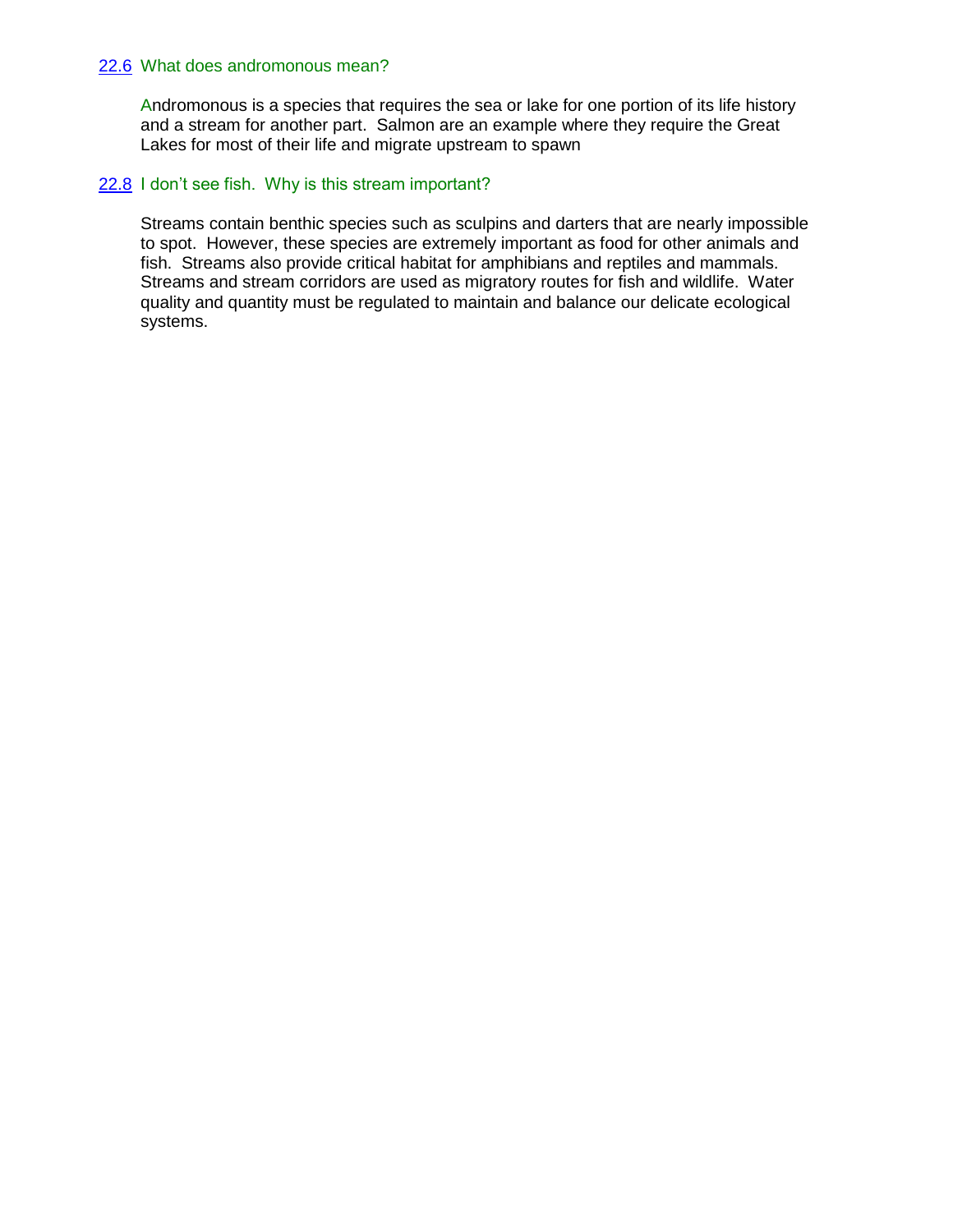22.6 What does andromonous mean?

Andromonous is a species that requires the sea or lake for one portion of its life history and a stream for another part. Salmon are an example where they require the Great Lakes for most of their life and migrate upstream to spawn

22.8 I don't see fish. Why is this stream important?

Streams contain benthic species such as sculpins and darters that are nearly impossible to spot. However, these species are extremely important as food for other animals and fish. Streams also provide critical habitat for amphibians and reptiles and mammals. Streams and stream corridors are used as migratory routes for fish and wildlife. Water quality and quantity must be regulated to maintain and balance our delicate ecological systems.